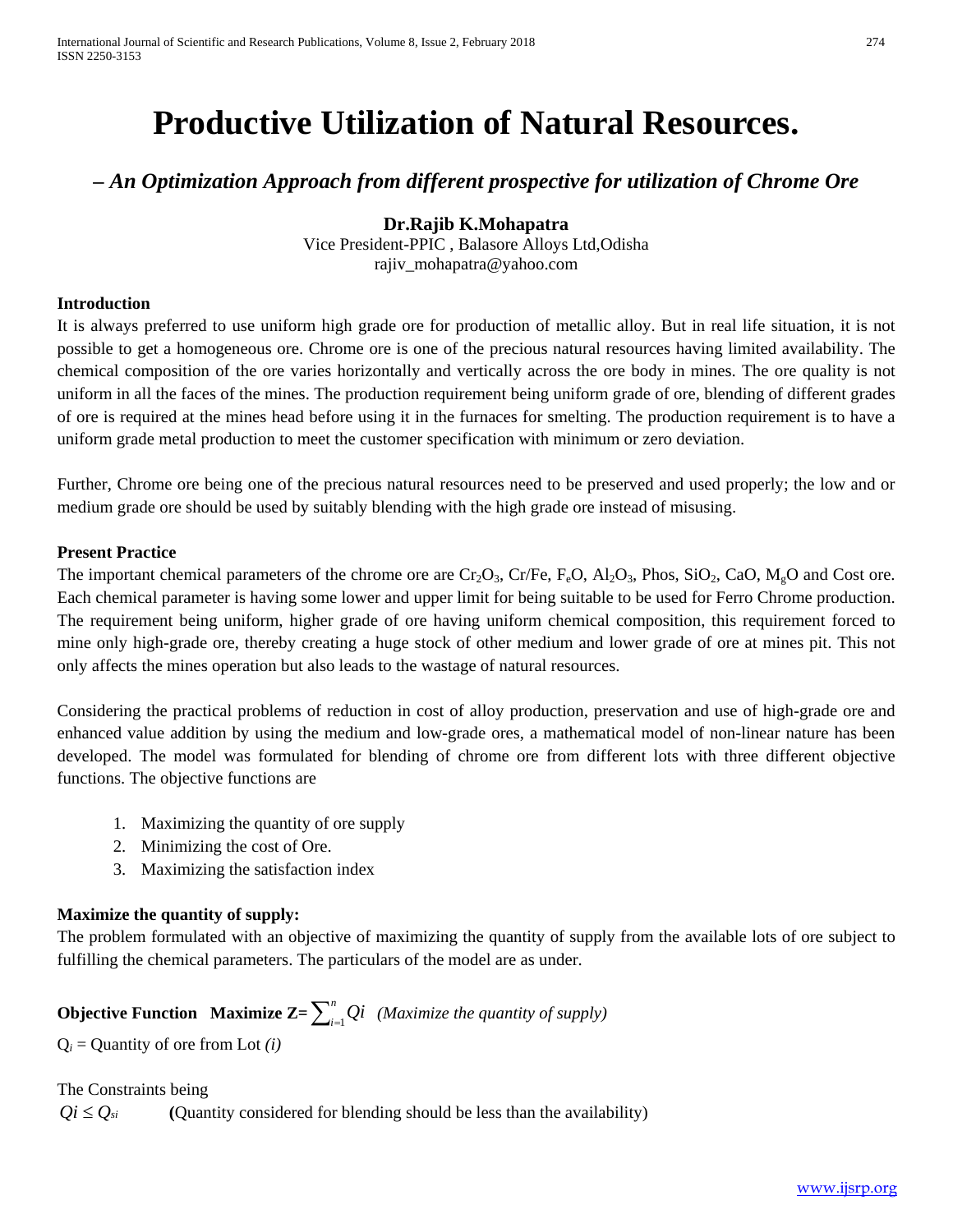# Productive Utilization of Natural Resources.

## *– An Optimization Approach from different prospective for utilization of Chrome Ore*

**Dr.Rajib K.Mohapatra**

Vice President-PPIC , Balasore Alloys Ltd,Odisha

rajiv_mohapatra@yahoo.com

### Introduction

It is always preferred to use uniform high grade ore for production of metallic alloy. But in real life situation, it is not possible to get a homogeneous ore. Chrome ore is one of the precious natural resources having limited availability. The chemical composition of the ore varies horizontally and vertically across the ore body in mines. The ore quality is not uniform in all the faces of the mines. The production requirement being uniform grade of ore, blending of different grades of ore is required at the mines head before using it in the furnaces for smelting. The production requirement is to have a uniform grade metal production to meet the customer specification with minimum or zero deviation.

Further, Chrome ore being one of the precious natural resources need to be preserved and used properly; the low and or medium grade ore should be used by suitably blending with the high grade ore instead of misusing.

### Present Practice

The important chemical parameters of the chrome ore are $Cr_2O_3$, Cr/Fe, $F_eO$, $Al_2O_3$, Phos, $SiO_2$, CaO, $M_gO$ and Cost ore. Each chemical parameter is having some lower and upper limit for being suitable to be used for Ferro Chrome production. The requirement being uniform, higher grade of ore having uniform chemical composition, this requirement forced to mine only high-grade ore, thereby creating a huge stock of other medium and lower grade of ore at mines pit. This not only affects the mines operation but also leads to the wastage of natural resources.

Considering the practical problems of reduction in cost of alloy production, preservation and use of high-grade ore and enhanced value addition by using the medium and low-grade ores, a mathematical model of non-linear nature has been developed. The model was formulated for blending of chrome ore from different lots with three different objective functions. The objective functions are

1. Maximizing the quantity of ore supply
2. Minimizing the cost of Ore.
3. Maximizing the satisfaction index

### Maximize the quantity of supply:

The problem formulated with an objective of maximizing the quantity of supply from the available lots of ore subject to fulfilling the chemical parameters. The particulars of the model are as under.

**Objective Function Maximize** $Z=\sum_{i=1}^{n} Qi$ *(Maximize the quantity of supply)*

$Q_i$ = Quantity of ore from Lot *(i)*

The Constraints being

$Qi \leq Q_{si}$ **(**Quantity considered for blending should be less than the availability)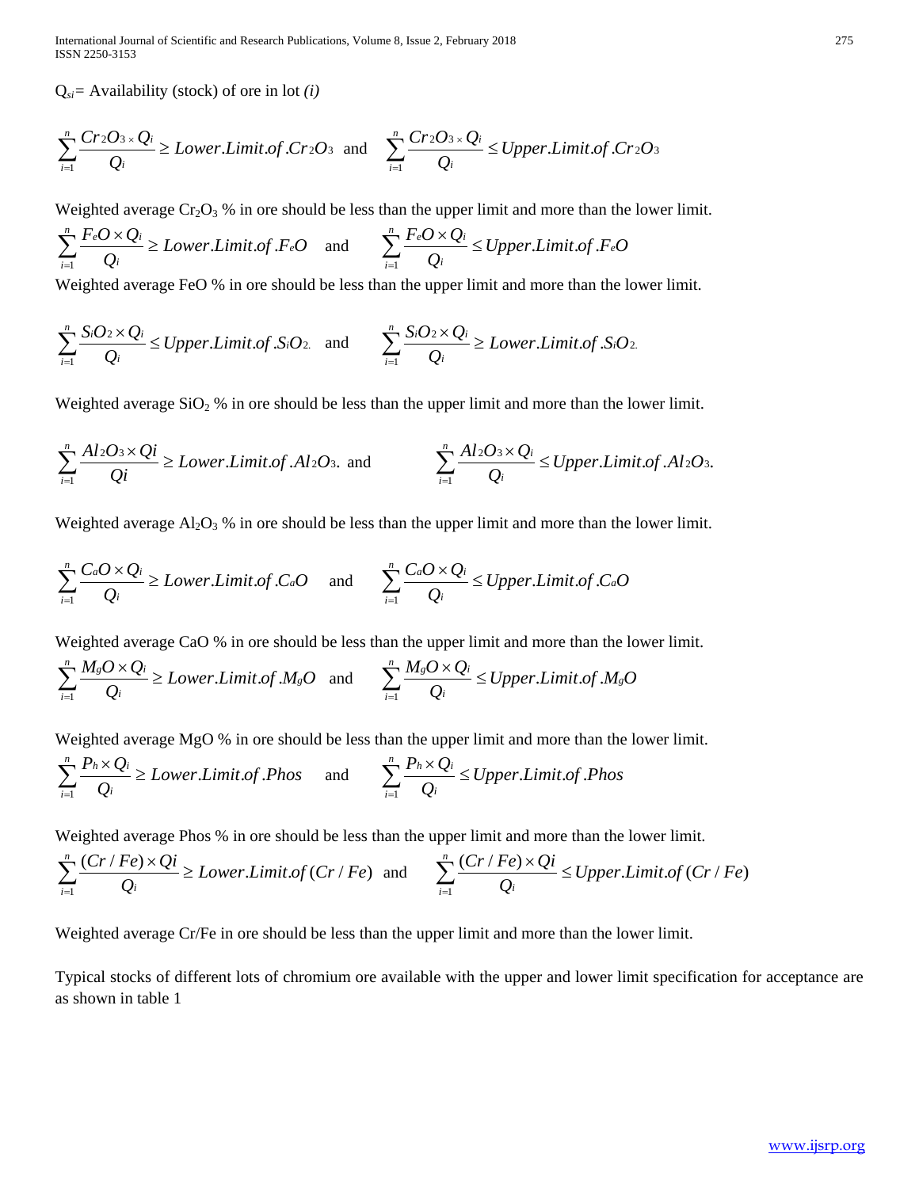$Q_{si}$= Availability (stock) of ore in lot *(i)*

$$\sum_{i=1}^{n} \frac{Cr_2O_3 \times Q_i}{Q_i} \geq Lower.Limit.of.Cr_2O_3 \quad \text{and} \quad \sum_{i=1}^{n} \frac{Cr_2O_3 \times Q_i}{Q_i} \leq Upper.Limit.of.Cr_2O_3$$

Weighted average $Cr_2O_3$ % in ore should be less than the upper limit and more than the lower limit.

$$\sum_{i=1}^{n} \frac{F_eO \times Q_i}{Q_i} \geq Lower.Limit.of.F_eO \quad \text{and} \quad \sum_{i=1}^{n} \frac{F_eO \times Q_i}{Q_i} \leq Upper.Limit.of.F_eO$$

Weighted average FeO % in ore should be less than the upper limit and more than the lower limit.

$$\sum_{i=1}^{n} \frac{S_iO_2 \times Q_i}{Q_i} \leq Upper.Limit.of.S_iO_2. \quad \text{and} \quad \sum_{i=1}^{n} \frac{S_iO_2 \times Q_i}{Q_i} \geq Lower.Limit.of.S_iO_2.$$

Weighted average $SiO_2$ % in ore should be less than the upper limit and more than the lower limit.

$$\sum_{i=1}^{n} \frac{Al_2O_3 \times Qi}{Qi} \geq Lower.Limit.of.Al_2O_3. \quad \text{and} \quad \sum_{i=1}^{n} \frac{Al_2O_3 \times Q_i}{Q_i} \leq Upper.Limit.of.Al_2O_3.$$

Weighted average $Al_2O_3$ % in ore should be less than the upper limit and more than the lower limit.

$$\sum_{i=1}^{n} \frac{C_aO \times Q_i}{Q_i} \geq Lower.Limit.of.C_aO \quad \text{and} \quad \sum_{i=1}^{n} \frac{C_aO \times Q_i}{Q_i} \leq Upper.Limit.of.C_aO$$

Weighted average CaO % in ore should be less than the upper limit and more than the lower limit.

$$\sum_{i=1}^{n} \frac{M_gO \times Q_i}{Q_i} \geq Lower.Limit.of.M_gO \quad \text{and} \quad \sum_{i=1}^{n} \frac{M_gO \times Q_i}{Q_i} \leq Upper.Limit.of.M_gO$$

Weighted average MgO % in ore should be less than the upper limit and more than the lower limit.

$$\sum_{i=1}^{n} \frac{P_h \times Q_i}{Q_i} \geq Lower.Limit.of.Phos \quad \text{and} \quad \sum_{i=1}^{n} \frac{P_h \times Q_i}{Q_i} \leq Upper.Limit.of.Phos$$

Weighted average Phos % in ore should be less than the upper limit and more than the lower limit.

$$\sum_{i=1}^{n} \frac{(Cr/Fe) \times Qi}{Q_i} \geq Lower.Limit.of(Cr/Fe) \quad \text{and} \quad \sum_{i=1}^{n} \frac{(Cr/Fe) \times Qi}{Q_i} \leq Upper.Limit.of(Cr/Fe)$$

Weighted average Cr/Fe in ore should be less than the upper limit and more than the lower limit.

Typical stocks of different lots of chromium ore available with the upper and lower limit specification for acceptance are as shown in table 1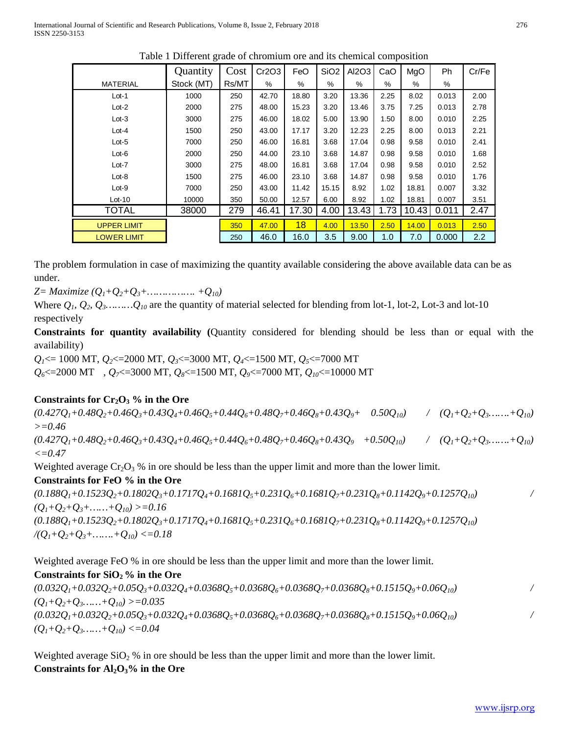Table 1 Different grade of chromium ore and its chemical composition

| MATERIAL | Quantity Stock (MT) | Cost Rs/MT | Cr2O3 % | FeO % | SiO2 % | Al2O3 % | CaO % | MgO % | Ph % | Cr/Fe |
|---|---|---|---|---|---|---|---|---|---|---|
| Lot-1 | 1000 | 250 | 42.70 | 18.80 | 3.20 | 13.36 | 2.25 | 8.02 | 0.013 | 2.00 |
| Lot-2 | 2000 | 275 | 48.00 | 15.23 | 3.20 | 13.46 | 3.75 | 7.25 | 0.013 | 2.78 |
| Lot-3 | 3000 | 275 | 46.00 | 18.02 | 5.00 | 13.90 | 1.50 | 8.00 | 0.010 | 2.25 |
| Lot-4 | 1500 | 250 | 43.00 | 17.17 | 3.20 | 12.23 | 2.25 | 8.00 | 0.013 | 2.21 |
| Lot-5 | 7000 | 250 | 46.00 | 16.81 | 3.68 | 17.04 | 0.98 | 9.58 | 0.010 | 2.41 |
| Lot-6 | 2000 | 250 | 44.00 | 23.10 | 3.68 | 14.87 | 0.98 | 9.58 | 0.010 | 1.68 |
| Lot-7 | 3000 | 275 | 48.00 | 16.81 | 3.68 | 17.04 | 0.98 | 9.58 | 0.010 | 2.52 |
| Lot-8 | 1500 | 275 | 46.00 | 23.10 | 3.68 | 14.87 | 0.98 | 9.58 | 0.010 | 1.76 |
| Lot-9 | 7000 | 250 | 43.00 | 11.42 | 15.15 | 8.92 | 1.02 | 18.81 | 0.007 | 3.32 |
| Lot-10 | 10000 | 350 | 50.00 | 12.57 | 6.00 | 8.92 | 1.02 | 18.81 | 0.007 | 3.51 |
| TOTAL | 38000 | 279 | 46.41 | 17.30 | 4.00 | 13.43 | 1.73 | 10.43 | 0.011 | 2.47 |
| UPPER LIMIT | | 350 | 47.00 | 18 | 4.00 | 13.50 | 2.50 | 14.00 | 0.013 | 2.50 |
| LOWER LIMIT | | 250 | 46.0 | 16.0 | 3.5 | 9.00 | 1.0 | 7.0 | 0.000 | 2.2 |

The problem formulation in case of maximizing the quantity available considering the above available data can be as under.

$Z = \text{Maximize } (Q_1+Q_2+Q_3+\ldots\ldots\ldots\ldots\ldots +Q_{10})$

Where $Q_1$, $Q_2$, $Q_3\ldots\ldots\ldots Q_{10}$ are the quantity of material selected for blending from lot-1, lot-2, Lot-3 and lot-10 respectively

**Constraints for quantity availability (**Quantity considered for blending should be less than or equal with the availability)

$Q_1$<= 1000 MT, $Q_2$<=2000 MT, $Q_3$<=3000 MT, $Q_4$<=1500 MT, $Q_5$<=7000 MT

$Q_6$<=2000 MT , $Q_7$<=3000 MT, $Q_8$<=1500 MT, $Q_9$<=7000 MT, $Q_{10}$<=10000 MT

**Constraints for $Cr_2O_3$ % in the Ore**

$$(0.427Q_1+0.48Q_2+0.46Q_3+0.43Q_4+0.46Q_5+0.44Q_6+0.48Q_7+0.46Q_8+0.43Q_9+ 0.50Q_{10}) / (Q_1+Q_2+Q_3\ldots\ldots+Q_{10}) >=0.46$$

$$(0.427Q_1+0.48Q_2+0.46Q_3+0.43Q_4+0.46Q_5+0.44Q_6+0.48Q_7+0.46Q_8+0.43Q_9 +0.50Q_{10}) / (Q_1+Q_2+Q_3\ldots\ldots+Q_{10}) <=0.47$$

Weighted average $Cr_2O_3$ % in ore should be less than the upper limit and more than the lower limit.

**Constraints for FeO % in the Ore**

$$(0.188Q_1+0.1523Q_2+0.1802Q_3+0.1717Q_4+0.1681Q_5+0.231Q_6+0.1681Q_7+0.231Q_8+0.1142Q_9+0.1257Q_{10}) / (Q_1+Q_2+Q_3+\ldots\ldots+Q_{10}) >=0.16$$

$$(0.188Q_1+0.1523Q_2+0.1802Q_3+0.1717Q_4+0.1681Q_5+0.231Q_6+0.1681Q_7+0.231Q_8+0.1142Q_9+0.1257Q_{10}) /(Q_1+Q_2+Q_3+\ldots\ldots+Q_{10}) <=0.18$$

Weighted average FeO % in ore should be less than the upper limit and more than the lower limit.

**Constraints for $SiO_2$ % in the Ore**

$$(0.032Q_1+0.032Q_2+0.05Q_3+0.032Q_4+0.0368Q_5+0.0368Q_6+0.0368Q_7+0.0368Q_8+0.1515Q_9+0.06Q_{10}) / (Q_1+Q_2+Q_3\ldots\ldots+Q_{10}) >=0.035$$

$$(0.032Q_1+0.032Q_2+0.05Q_3+0.032Q_4+0.0368Q_5+0.0368Q_6+0.0368Q_7+0.0368Q_8+0.1515Q_9+0.06Q_{10}) / (Q_1+Q_2+Q_3\ldots\ldots+Q_{10}) <=0.04$$

Weighted average $SiO_2$ % in ore should be less than the upper limit and more than the lower limit.

**Constraints for $Al_2O_3$% in the Ore**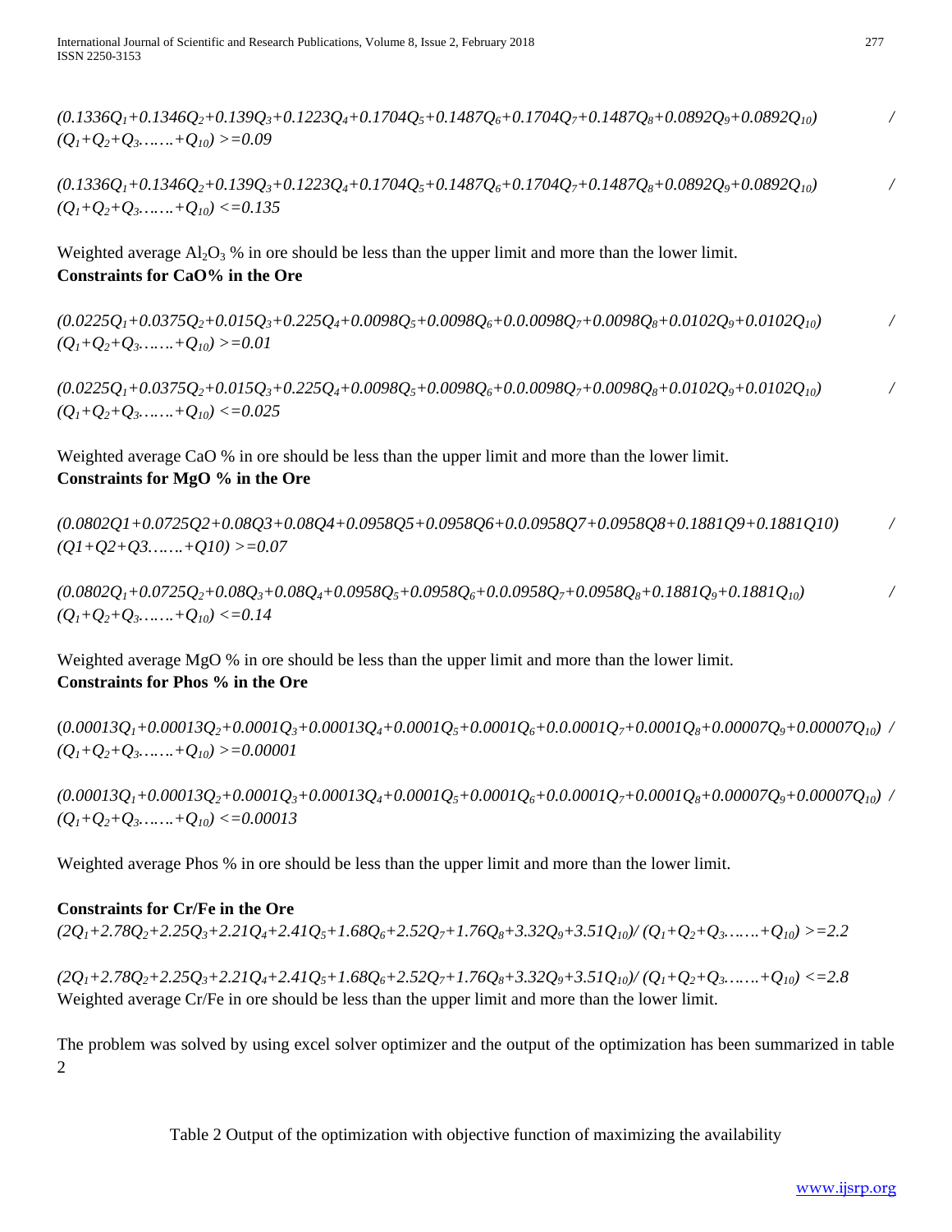$$(0.1336Q_1+0.1346Q_2+0.139Q_3+0.1223Q_4+0.1704Q_5+0.1487Q_6+0.1704Q_7+0.1487Q_8+0.0892Q_9+0.0892Q_{10}) / (Q_1+Q_2+Q_3 \ldots\ldots +Q_{10}) >= 0.09$$

$$(0.1336Q_1+0.1346Q_2+0.139Q_3+0.1223Q_4+0.1704Q_5+0.1487Q_6+0.1704Q_7+0.1487Q_8+0.0892Q_9+0.0892Q_{10}) / (Q_1+Q_2+Q_3 \ldots\ldots +Q_{10}) <= 0.135$$

Weighted average $Al_2O_3$ % in ore should be less than the upper limit and more than the lower limit.

**Constraints for CaO% in the Ore**

$$(0.0225Q_1+0.0375Q_2+0.015Q_3+0.225Q_4+0.0098Q_5+0.0098Q_6+0.0.0098Q_7+0.0098Q_8+0.0102Q_9+0.0102Q_{10}) / (Q_1+Q_2+Q_3 \ldots\ldots +Q_{10}) >= 0.01$$

$$(0.0225Q_1+0.0375Q_2+0.015Q_3+0.225Q_4+0.0098Q_5+0.0098Q_6+0.0.0098Q_7+0.0098Q_8+0.0102Q_9+0.0102Q_{10}) / (Q_1+Q_2+Q_3 \ldots\ldots +Q_{10}) <= 0.025$$

Weighted average CaO % in ore should be less than the upper limit and more than the lower limit.

**Constraints for MgO % in the Ore**

$$(0.0802Q1+0.0725Q2+0.08Q3+0.08Q4+0.0958Q5+0.0958Q6+0.0.0958Q7+0.0958Q8+0.1881Q9+0.1881Q10) / (Q1+Q2+Q3 \ldots\ldots +Q10) >= 0.07$$

$$(0.0802Q_1+0.0725Q_2+0.08Q_3+0.08Q_4+0.0958Q_5+0.0958Q_6+0.0.0958Q_7+0.0958Q_8+0.1881Q_9+0.1881Q_{10}) / (Q_1+Q_2+Q_3 \ldots\ldots +Q_{10}) <= 0.14$$

Weighted average MgO % in ore should be less than the upper limit and more than the lower limit.

**Constraints for Phos % in the Ore**

$$(0.00013Q_1+0.00013Q_2+0.0001Q_3+0.00013Q_4+0.0001Q_5+0.0001Q_6+0.0.0001Q_7+0.0001Q_8+0.00007Q_9+0.00007Q_{10}) / (Q_1+Q_2+Q_3 \ldots\ldots +Q_{10}) >= 0.00001$$

$$(0.00013Q_1+0.00013Q_2+0.0001Q_3+0.00013Q_4+0.0001Q_5+0.0001Q_6+0.0.0001Q_7+0.0001Q_8+0.00007Q_9+0.00007Q_{10}) / (Q_1+Q_2+Q_3 \ldots\ldots +Q_{10}) <= 0.00013$$

Weighted average Phos % in ore should be less than the upper limit and more than the lower limit.

**Constraints for Cr/Fe in the Ore**

$$(2Q_1+2.78Q_2+2.25Q_3+2.21Q_4+2.41Q_5+1.68Q_6+2.52Q_7+1.76Q_8+3.32Q_9+3.51Q_{10}) / (Q_1+Q_2+Q_3 \ldots\ldots +Q_{10}) >= 2.2$$

$$(2Q_1+2.78Q_2+2.25Q_3+2.21Q_4+2.41Q_5+1.68Q_6+2.52Q_7+1.76Q_8+3.32Q_9+3.51Q_{10}) / (Q_1+Q_2+Q_3 \ldots\ldots +Q_{10}) <= 2.8$$

Weighted average Cr/Fe in ore should be less than the upper limit and more than the lower limit.

The problem was solved by using excel solver optimizer and the output of the optimization has been summarized in table 2

Table 2 Output of the optimization with objective function of maximizing the availability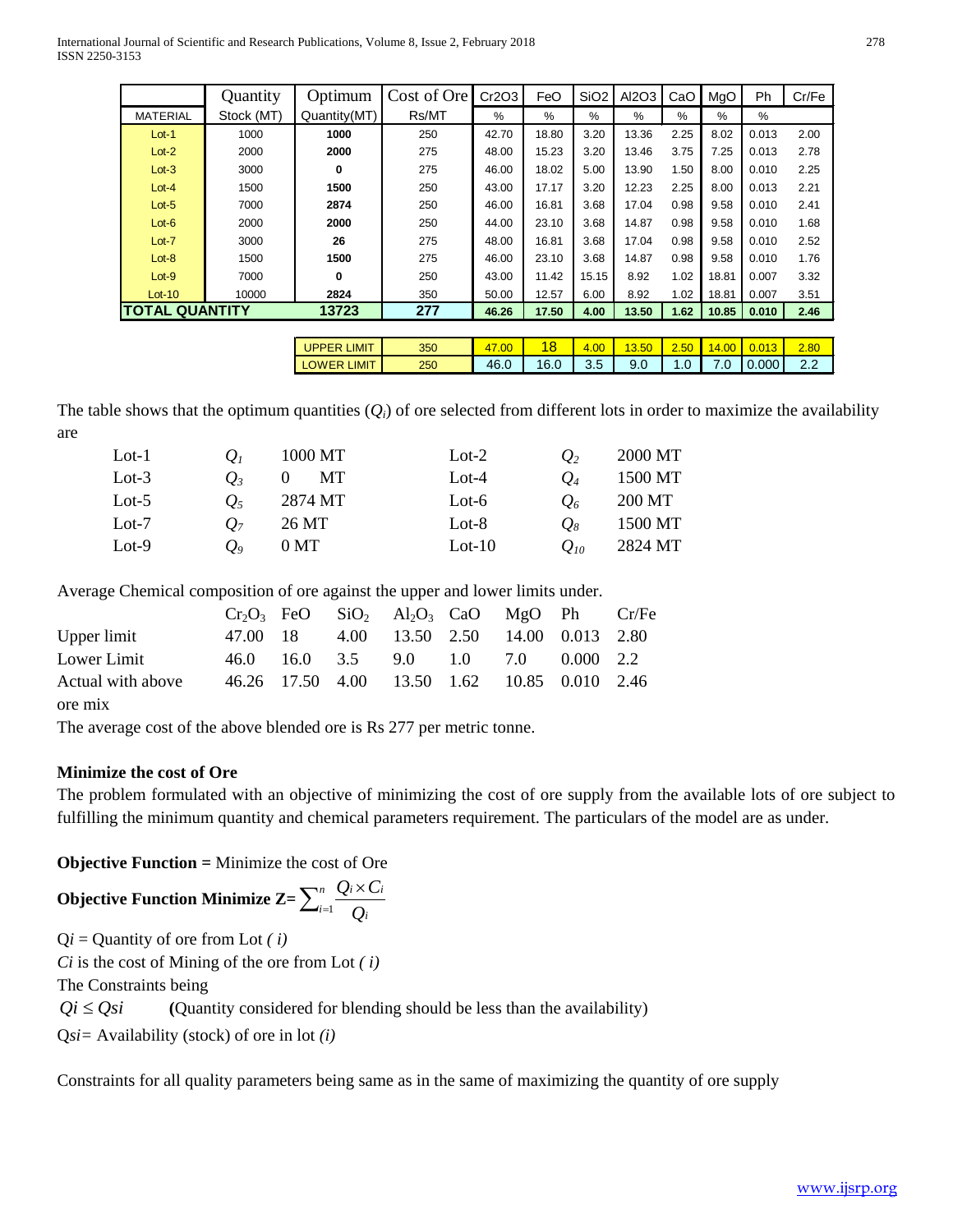| MATERIAL | Quantity Stock (MT) | Optimum Quantity(MT) | Cost of Ore Rs/MT | Cr2O3 % | FeO % | SiO2 % | Al2O3 % | CaO % | MgO % | Ph % | Cr/Fe |
|---|---|---|---|---|---|---|---|---|---|---|---|
| Lot-1 | 1000 | **1000** | 250 | 42.70 | 18.80 | 3.20 | 13.36 | 2.25 | 8.02 | 0.013 | 2.00 |
| Lot-2 | 2000 | **2000** | 275 | 48.00 | 15.23 | 3.20 | 13.46 | 3.75 | 7.25 | 0.013 | 2.78 |
| Lot-3 | 3000 | **0** | 275 | 46.00 | 18.02 | 5.00 | 13.90 | 1.50 | 8.00 | 0.010 | 2.25 |
| Lot-4 | 1500 | **1500** | 250 | 43.00 | 17.17 | 3.20 | 12.23 | 2.25 | 8.00 | 0.013 | 2.21 |
| Lot-5 | 7000 | **2874** | 250 | 46.00 | 16.81 | 3.68 | 17.04 | 0.98 | 9.58 | 0.010 | 2.41 |
| Lot-6 | 2000 | **2000** | 250 | 44.00 | 23.10 | 3.68 | 14.87 | 0.98 | 9.58 | 0.010 | 1.68 |
| Lot-7 | 3000 | **26** | 275 | 48.00 | 16.81 | 3.68 | 17.04 | 0.98 | 9.58 | 0.010 | 2.52 |
| Lot-8 | 1500 | **1500** | 275 | 46.00 | 23.10 | 3.68 | 14.87 | 0.98 | 9.58 | 0.010 | 1.76 |
| Lot-9 | 7000 | **0** | 250 | 43.00 | 11.42 | 15.15 | 8.92 | 1.02 | 18.81 | 0.007 | 3.32 |
| Lot-10 | 10000 | **2824** | 350 | 50.00 | 12.57 | 6.00 | 8.92 | 1.02 | 18.81 | 0.007 | 3.51 |
| **TOTAL QUANTITY** | | **13723** | **277** | **46.26** | **17.50** | **4.00** | **13.50** | **1.62** | **10.85** | **0.010** | **2.46** |
| | | UPPER LIMIT | 350 | 47.00 | 18 | 4.00 | 13.50 | 2.50 | 14.00 | 0.013 | 2.80 |
| | | LOWER LIMIT | 250 | 46.0 | 16.0 | 3.5 | 9.0 | 1.0 | 7.0 | 0.000 | 2.2 |

The table shows that the optimum quantities ($Q_i$) of ore selected from different lots in order to maximize the availability are

| | | | | | |
|---|---|---|---|---|---|
| Lot-1 | $Q_1$ | 1000 MT | Lot-2 | $Q_2$ | 2000 MT |
| Lot-3 | $Q_3$ | 0 MT | Lot-4 | $Q_4$ | 1500 MT |
| Lot-5 | $Q_5$ | 2874 MT | Lot-6 | $Q_6$ | 200 MT |
| Lot-7 | $Q_7$ | 26 MT | Lot-8 | $Q_8$ | 1500 MT |
| Lot-9 | $Q_9$ | 0 MT | Lot-10 | $Q_{10}$ | 2824 MT |

Average Chemical composition of ore against the upper and lower limits under.

| | $Cr_2O_3$ | FeO | $SiO_2$ | $Al_2O_3$ | CaO | MgO | Ph | Cr/Fe |
|---|---|---|---|---|---|---|---|---|
| Upper limit | 47.00 | 18 | 4.00 | 13.50 | 2.50 | 14.00 | 0.013 | 2.80 |
| Lower Limit | 46.0 | 16.0 | 3.5 | 9.0 | 1.0 | 7.0 | 0.000 | 2.2 |
| Actual with above ore mix | 46.26 | 17.50 | 4.00 | 13.50 | 1.62 | 10.85 | 0.010 | 2.46 |

The average cost of the above blended ore is Rs 277 per metric tonne.

**Minimize the cost of Ore**

The problem formulated with an objective of minimizing the cost of ore supply from the available lots of ore subject to fulfilling the minimum quantity and chemical parameters requirement. The particulars of the model are as under.

**Objective Function =** Minimize the cost of Ore

**Objective Function Minimize Z=** $\sum_{i=1}^{n} \frac{Q_i \times C_i}{Q_i}$

$Qi$ = Quantity of ore from Lot *( i)*

*Ci* is the cost of Mining of the ore from Lot *( i)*

The Constraints being

$Qi \leq Qsi$ **(**Quantity considered for blending should be less than the availability)

$Qsi$= Availability (stock) of ore in lot *(i)*

Constraints for all quality parameters being same as in the same of maximizing the quantity of ore supply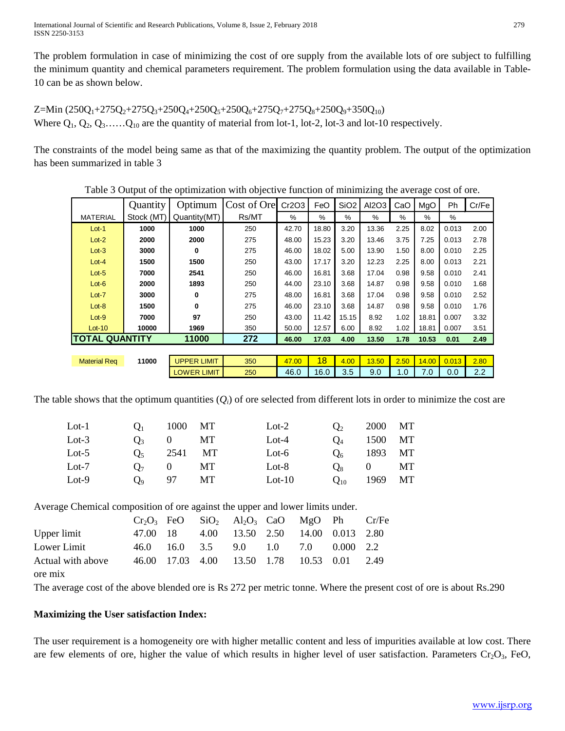The problem formulation in case of minimizing the cost of ore supply from the available lots of ore subject to fulfilling the minimum quantity and chemical parameters requirement. The problem formulation using the data available in Table-10 can be as shown below.

$Z = \text{Min } (250Q_1+275Q_2+275Q_3+250Q_4+250Q_5+250Q_6+275Q_7+275Q_8+250Q_9+350Q_{10})$

Where $Q_1$, $Q_2$, $Q_3$……$Q_{10}$ are the quantity of material from lot-1, lot-2, lot-3 and lot-10 respectively.

The constraints of the model being same as that of the maximizing the quantity problem. The output of the optimization has been summarized in table 3

Table 3 Output of the optimization with objective function of minimizing the average cost of ore.

| MATERIAL | Quantity Stock (MT) | Optimum Quantity(MT) | Cost of Ore Rs/MT | Cr2O3 % | FeO % | SiO2 % | Al2O3 % | CaO % | MgO % | Ph % | Cr/Fe |
|---|---|---|---|---|---|---|---|---|---|---|---|
| Lot-1 | 1000 | 1000 | 250 | 42.70 | 18.80 | 3.20 | 13.36 | 2.25 | 8.02 | 0.013 | 2.00 |
| Lot-2 | 2000 | 2000 | 275 | 48.00 | 15.23 | 3.20 | 13.46 | 3.75 | 7.25 | 0.013 | 2.78 |
| Lot-3 | 3000 | 0 | 275 | 46.00 | 18.02 | 5.00 | 13.90 | 1.50 | 8.00 | 0.010 | 2.25 |
| Lot-4 | 1500 | 1500 | 250 | 43.00 | 17.17 | 3.20 | 12.23 | 2.25 | 8.00 | 0.013 | 2.21 |
| Lot-5 | 7000 | 2541 | 250 | 46.00 | 16.81 | 3.68 | 17.04 | 0.98 | 9.58 | 0.010 | 2.41 |
| Lot-6 | 2000 | 1893 | 250 | 44.00 | 23.10 | 3.68 | 14.87 | 0.98 | 9.58 | 0.010 | 1.68 |
| Lot-7 | 3000 | 0 | 275 | 48.00 | 16.81 | 3.68 | 17.04 | 0.98 | 9.58 | 0.010 | 2.52 |
| Lot-8 | 1500 | 0 | 275 | 46.00 | 23.10 | 3.68 | 14.87 | 0.98 | 9.58 | 0.010 | 1.76 |
| Lot-9 | 7000 | 97 | 250 | 43.00 | 11.42 | 15.15 | 8.92 | 1.02 | 18.81 | 0.007 | 3.32 |
| Lot-10 | 10000 | 1969 | 350 | 50.00 | 12.57 | 6.00 | 8.92 | 1.02 | 18.81 | 0.007 | 3.51 |
| TOTAL QUANTITY | | 11000 | 272 | 46.00 | 17.03 | 4.00 | 13.50 | 1.78 | 10.53 | 0.01 | 2.49 |
| | | | | | | | | | | | |
| Material Req | 11000 | UPPER LIMIT | 350 | 47.00 | 18 | 4.00 | 13.50 | 2.50 | 14.00 | 0.013 | 2.80 |
| | | LOWER LIMIT | 250 | 46.0 | 16.0 | 3.5 | 9.0 | 1.0 | 7.0 | 0.0 | 2.2 |

The table shows that the optimum quantities ($Q_i$) of ore selected from different lots in order to minimize the cost are

| | | | | | | | |
|---|---|---|---|---|---|---|---|
| Lot-1 | $Q_1$ | 1000 | MT | Lot-2 | $Q_2$ | 2000 | MT |
| Lot-3 | $Q_3$ | 0 | MT | Lot-4 | $Q_4$ | 1500 | MT |
| Lot-5 | $Q_5$ | 2541 | MT | Lot-6 | $Q_6$ | 1893 | MT |
| Lot-7 | $Q_7$ | 0 | MT | Lot-8 | $Q_8$ | 0 | MT |
| Lot-9 | $Q_9$ | 97 | MT | Lot-10 | $Q_{10}$ | 1969 | MT |

Average Chemical composition of ore against the upper and lower limits under.

| | $Cr_2O_3$ | FeO | $SiO_2$ | $Al_2O_3$ | CaO | MgO | Ph | Cr/Fe |
|---|---|---|---|---|---|---|---|---|
| Upper limit | 47.00 | 18 | 4.00 | 13.50 | 2.50 | 14.00 | 0.013 | 2.80 |
| Lower Limit | 46.0 | 16.0 | 3.5 | 9.0 | 1.0 | 7.0 | 0.000 | 2.2 |
| Actual with above ore mix | 46.00 | 17.03 | 4.00 | 13.50 | 1.78 | 10.53 | 0.01 | 2.49 |

The average cost of the above blended ore is Rs 272 per metric tonne. Where the present cost of ore is about Rs.290

**Maximizing the User satisfaction Index:**

The user requirement is a homogeneity ore with higher metallic content and less of impurities available at low cost. There are few elements of ore, higher the value of which results in higher level of user satisfaction. Parameters $Cr_2O_3$, FeO,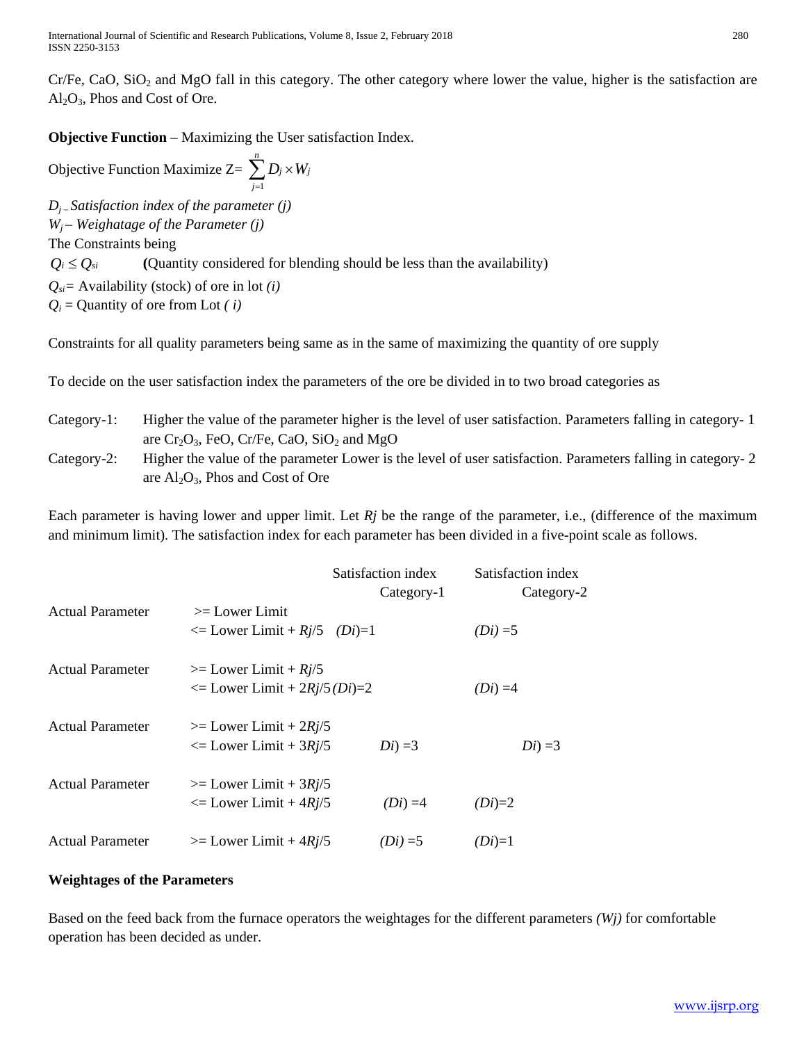Cr/Fe, CaO, $SiO_2$ and MgO fall in this category. The other category where lower the value, higher is the satisfaction are $Al_2O_3$, Phos and Cost of Ore.

**Objective Function** – Maximizing the User satisfaction Index.

Objective Function Maximize $Z = \sum_{j=1}^{n} D_j \times W_j$

*$D_j$ – Satisfaction index of the parameter (j)*
*$W_j$ – Weighatage of the Parameter (j)*
The Constraints being
$Q_i \leq Q_{si}$ **(**Quantity considered for blending should be less than the availability)
$Q_{si}$ = Availability (stock) of ore in lot *(i)*
$Q_i$ = Quantity of ore from Lot *( i)*

Constraints for all quality parameters being same as in the same of maximizing the quantity of ore supply

To decide on the user satisfaction index the parameters of the ore be divided in to two broad categories as

Category-1: Higher the value of the parameter higher is the level of user satisfaction. Parameters falling in category- 1 are $Cr_2O_3$, FeO, Cr/Fe, CaO, $SiO_2$ and MgO

Category-2: Higher the value of the parameter Lower is the level of user satisfaction. Parameters falling in category- 2 are $Al_2O_3$, Phos and Cost of Ore

Each parameter is having lower and upper limit. Let *Rj* be the range of the parameter, i.e., (difference of the maximum and minimum limit). The satisfaction index for each parameter has been divided in a five-point scale as follows.

| | | Satisfaction index Category-1 | Satisfaction index Category-2 |
|---|---|---|---|
| Actual Parameter | >= Lower Limit<br><= Lower Limit + *Rj*/5 | *(Di)*=1 | *(Di)* =5 |
| Actual Parameter | >= Lower Limit + *Rj*/5<br><= Lower Limit + 2*Rj*/5 | *(Di)*=2 | *(Di)* =4 |
| Actual Parameter | >= Lower Limit + 2*Rj*/5<br><= Lower Limit + 3*Rj*/5 | *Di*) =3 | *Di*) =3 |
| Actual Parameter | >= Lower Limit + 3*Rj*/5<br><= Lower Limit + 4*Rj*/5 | *(Di)* =4 | *(Di)*=2 |
| Actual Parameter | >= Lower Limit + 4*Rj*/5 | *(Di)* =5 | *(Di)*=1 |

**Weightages of the Parameters**

Based on the feed back from the furnace operators the weightages for the different parameters *(Wj)* for comfortable operation has been decided as under.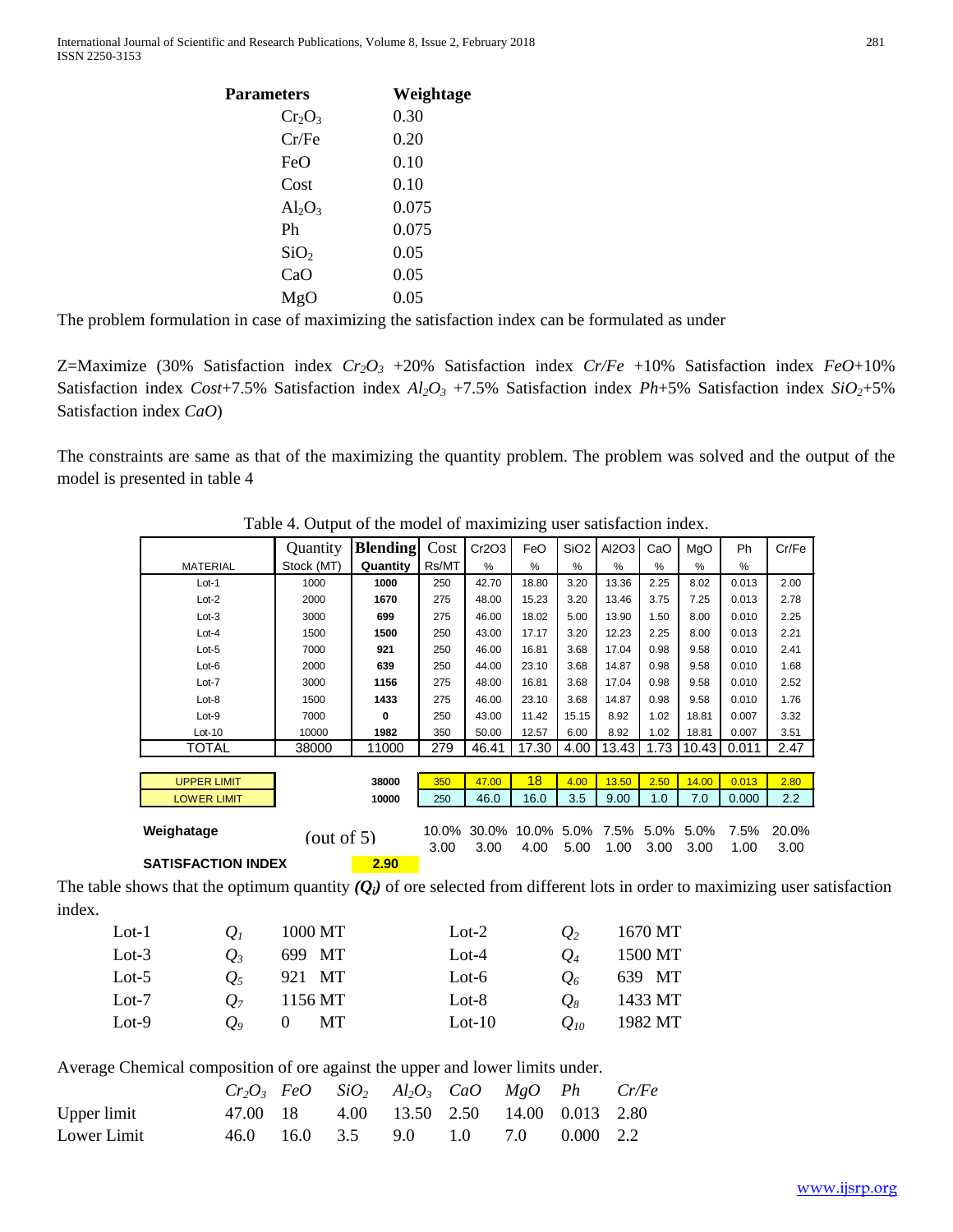| Parameters | Weightage |
|---|---|
| $Cr_2O_3$ | 0.30 |
| Cr/Fe | 0.20 |
| FeO | 0.10 |
| Cost | 0.10 |
| $Al_2O_3$ | 0.075 |
| Ph | 0.075 |
| $SiO_2$ | 0.05 |
| CaO | 0.05 |
| MgO | 0.05 |

The problem formulation in case of maximizing the satisfaction index can be formulated as under

Z=Maximize (30% Satisfaction index $Cr_2O_3$ +20% Satisfaction index *Cr/Fe* +10% Satisfaction index *FeO*+10% Satisfaction index *Cost*+7.5% Satisfaction index $Al_2O_3$ +7.5% Satisfaction index *Ph*+5% Satisfaction index $SiO_2$+5% Satisfaction index *CaO*)

The constraints are same as that of the maximizing the quantity problem. The problem was solved and the output of the model is presented in table 4

Table 4. Output of the model of maximizing user satisfaction index.

| MATERIAL | Quantity Stock (MT) | Blending Quantity | Cost Rs/MT | Cr2O3 % | FeO % | SiO2 % | Al2O3 % | CaO % | MgO % | Ph % | Cr/Fe |
|---|---|---|---|---|---|---|---|---|---|---|---|
| Lot-1 | 1000 | 1000 | 250 | 42.70 | 18.80 | 3.20 | 13.36 | 2.25 | 8.02 | 0.013 | 2.00 |
| Lot-2 | 2000 | 1670 | 275 | 48.00 | 15.23 | 3.20 | 13.46 | 3.75 | 7.25 | 0.013 | 2.78 |
| Lot-3 | 3000 | 699 | 275 | 46.00 | 18.02 | 5.00 | 13.90 | 1.50 | 8.00 | 0.010 | 2.25 |
| Lot-4 | 1500 | 1500 | 250 | 43.00 | 17.17 | 3.20 | 12.23 | 2.25 | 8.00 | 0.013 | 2.21 |
| Lot-5 | 7000 | 921 | 250 | 46.00 | 16.81 | 3.68 | 17.04 | 0.98 | 9.58 | 0.010 | 2.41 |
| Lot-6 | 2000 | 639 | 250 | 44.00 | 23.10 | 3.68 | 14.87 | 0.98 | 9.58 | 0.010 | 1.68 |
| Lot-7 | 3000 | 1156 | 275 | 48.00 | 16.81 | 3.68 | 17.04 | 0.98 | 9.58 | 0.010 | 2.52 |
| Lot-8 | 1500 | 1433 | 275 | 46.00 | 23.10 | 3.68 | 14.87 | 0.98 | 9.58 | 0.010 | 1.76 |
| Lot-9 | 7000 | 0 | 250 | 43.00 | 11.42 | 15.15 | 8.92 | 1.02 | 18.81 | 0.007 | 3.32 |
| Lot-10 | 10000 | 1982 | 350 | 50.00 | 12.57 | 6.00 | 8.92 | 1.02 | 18.81 | 0.007 | 3.51 |
| TOTAL | 38000 | 11000 | 279 | 46.41 | 17.30 | 4.00 | 13.43 | 1.73 | 10.43 | 0.011 | 2.47 |
| UPPER LIMIT | | 38000 | 350 | 47.00 | 18 | 4.00 | 13.50 | 2.50 | 14.00 | 0.013 | 2.80 |
| LOWER LIMIT | | 10000 | 250 | 46.0 | 16.0 | 3.5 | 9.00 | 1.0 | 7.0 | 0.000 | 2.2 |
| Weighatage | | | 10.0% | 30.0% | 10.0% | 5.0% | 7.5% | 5.0% | 5.0% | 7.5% | 20.0% |
| | (out of 5) | | 3.00 | 3.00 | 4.00 | 5.00 | 1.00 | 3.00 | 3.00 | 1.00 | 3.00 |
| SATISFACTION INDEX | | 2.90 | | | | | | | | | |

The table shows that the optimum quantity ***($Q_i$)*** of ore selected from different lots in order to maximizing user satisfaction index.

| | | | | | |
|---|---|---|---|---|---|
| Lot-1 | $Q_1$ | 1000 MT | Lot-2 | $Q_2$ | 1670 MT |
| Lot-3 | $Q_3$ | 699 MT | Lot-4 | $Q_4$ | 1500 MT |
| Lot-5 | $Q_5$ | 921 MT | Lot-6 | $Q_6$ | 639 MT |
| Lot-7 | $Q_7$ | 1156 MT | Lot-8 | $Q_8$ | 1433 MT |
| Lot-9 | $Q_9$ | 0 MT | Lot-10 | $Q_{10}$ | 1982 MT |

Average Chemical composition of ore against the upper and lower limits under.

| | $Cr_2O_3$ | $FeO$ | $SiO_2$ | $Al_2O_3$ | $CaO$ | $MgO$ | $Ph$ | $Cr/Fe$ |
|---|---|---|---|---|---|---|---|---|
| Upper limit | 47.00 | 18 | 4.00 | 13.50 | 2.50 | 14.00 | 0.013 | 2.80 |
| Lower Limit | 46.0 | 16.0 | 3.5 | 9.0 | 1.0 | 7.0 | 0.000 | 2.2 |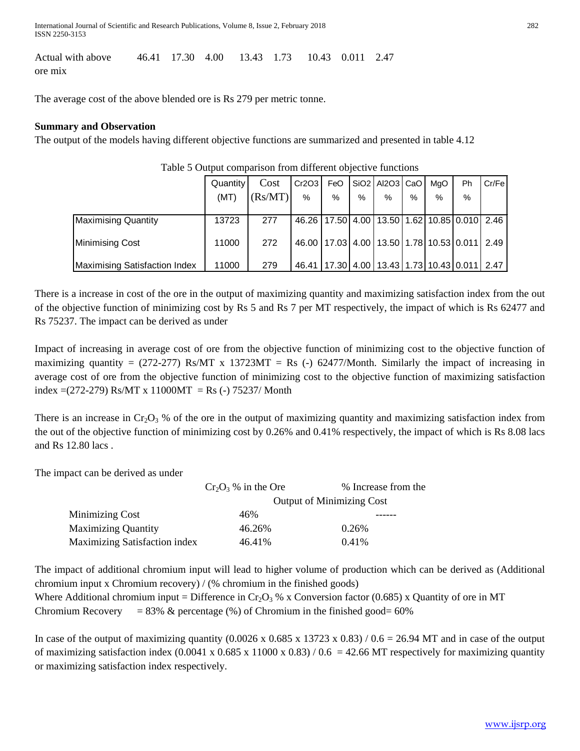Actual with above ore mix 46.41 17.30 4.00 13.43 1.73 10.43 0.011 2.47

The average cost of the above blended ore is Rs 279 per metric tonne.

**Summary and Observation**

The output of the models having different objective functions are summarized and presented in table 4.12

Table 5 Output comparison from different objective functions

| | Quantity (MT) | Cost (Rs/MT) | Cr2O3 % | FeO % | SiO2 % | Al2O3 % | CaO % | MgO % | Ph % | Cr/Fe |
|---|---|---|---|---|---|---|---|---|---|---|
| Maximising Quantity | 13723 | 277 | 46.26 | 17.50 | 4.00 | 13.50 | 1.62 | 10.85 | 0.010 | 2.46 |
| Minimising Cost | 11000 | 272 | 46.00 | 17.03 | 4.00 | 13.50 | 1.78 | 10.53 | 0.011 | 2.49 |
| Maximising Satisfaction Index | 11000 | 279 | 46.41 | 17.30 | 4.00 | 13.43 | 1.73 | 10.43 | 0.011 | 2.47 |

There is a increase in cost of the ore in the output of maximizing quantity and maximizing satisfaction index from the out of the objective function of minimizing cost by Rs 5 and Rs 7 per MT respectively, the impact of which is Rs 62477 and Rs 75237. The impact can be derived as under

Impact of increasing in average cost of ore from the objective function of minimizing cost to the objective function of maximizing quantity = (272-277) Rs/MT x 13723MT = Rs (-) 62477/Month. Similarly the impact of increasing in average cost of ore from the objective function of minimizing cost to the objective function of maximizing satisfaction index =(272-279) Rs/MT x 11000MT = Rs (-) 75237/ Month

There is an increase in $Cr_2O_3$ % of the ore in the output of maximizing quantity and maximizing satisfaction index from the out of the objective function of minimizing cost by 0.26% and 0.41% respectively, the impact of which is Rs 8.08 lacs and Rs 12.80 lacs .

The impact can be derived as under

| | $Cr_2O_3$ % in the Ore | % Increase from the Output of Minimizing Cost |
|---|---|---|
| Minimizing Cost | 46% | ------ |
| Maximizing Quantity | 46.26% | 0.26% |
| Maximizing Satisfaction index | 46.41% | 0.41% |

The impact of additional chromium input will lead to higher volume of production which can be derived as (Additional chromium input x Chromium recovery) / (% chromium in the finished goods)

Where Additional chromium input = Difference in $Cr_2O_3$ % x Conversion factor (0.685) x Quantity of ore in MT

Chromium Recovery = 83% & percentage (%) of Chromium in the finished good= 60%

In case of the output of maximizing quantity (0.0026 x 0.685 x 13723 x 0.83) / 0.6 = 26.94 MT and in case of the output of maximizing satisfaction index (0.0041 x 0.685 x 11000 x 0.83) / 0.6 = 42.66 MT respectively for maximizing quantity or maximizing satisfaction index respectively.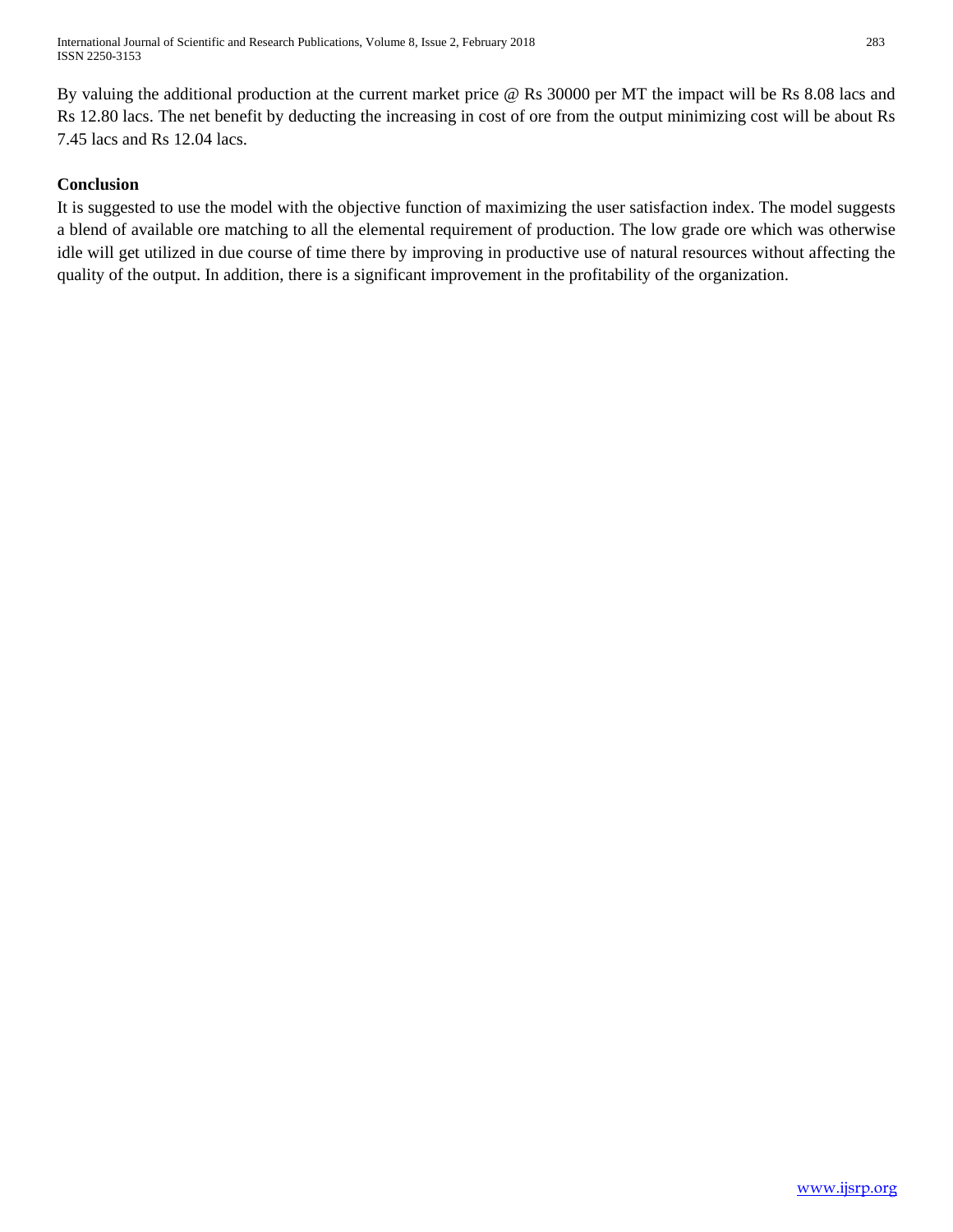By valuing the additional production at the current market price @ Rs 30000 per MT the impact will be Rs 8.08 lacs and Rs 12.80 lacs. The net benefit by deducting the increasing in cost of ore from the output minimizing cost will be about Rs 7.45 lacs and Rs 12.04 lacs.

## Conclusion

It is suggested to use the model with the objective function of maximizing the user satisfaction index. The model suggests a blend of available ore matching to all the elemental requirement of production. The low grade ore which was otherwise idle will get utilized in due course of time there by improving in productive use of natural resources without affecting the quality of the output. In addition, there is a significant improvement in the profitability of the organization.